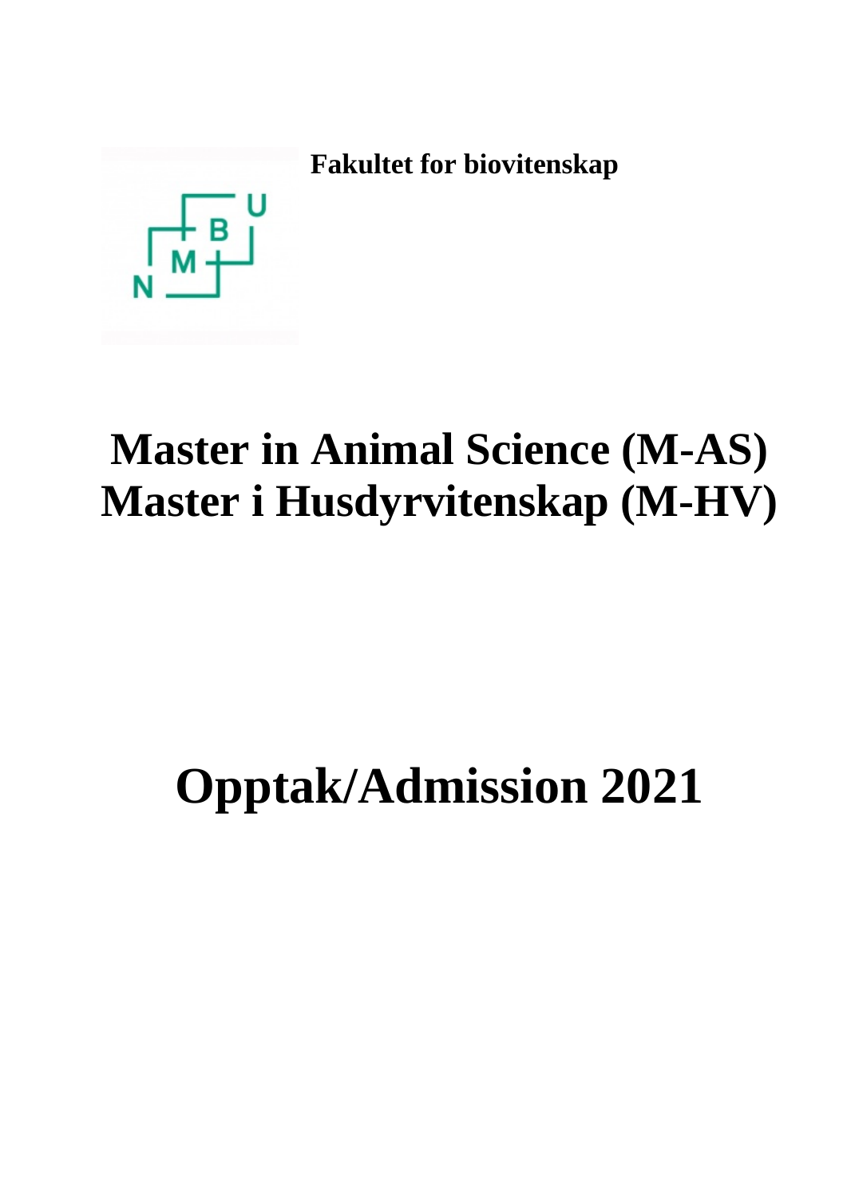**Fakultet for biovitenskap**

# Master in Animal Science (M-AS)
# Master i Husdyrvitenskap (M-HV)

# Opptak/Admission 2021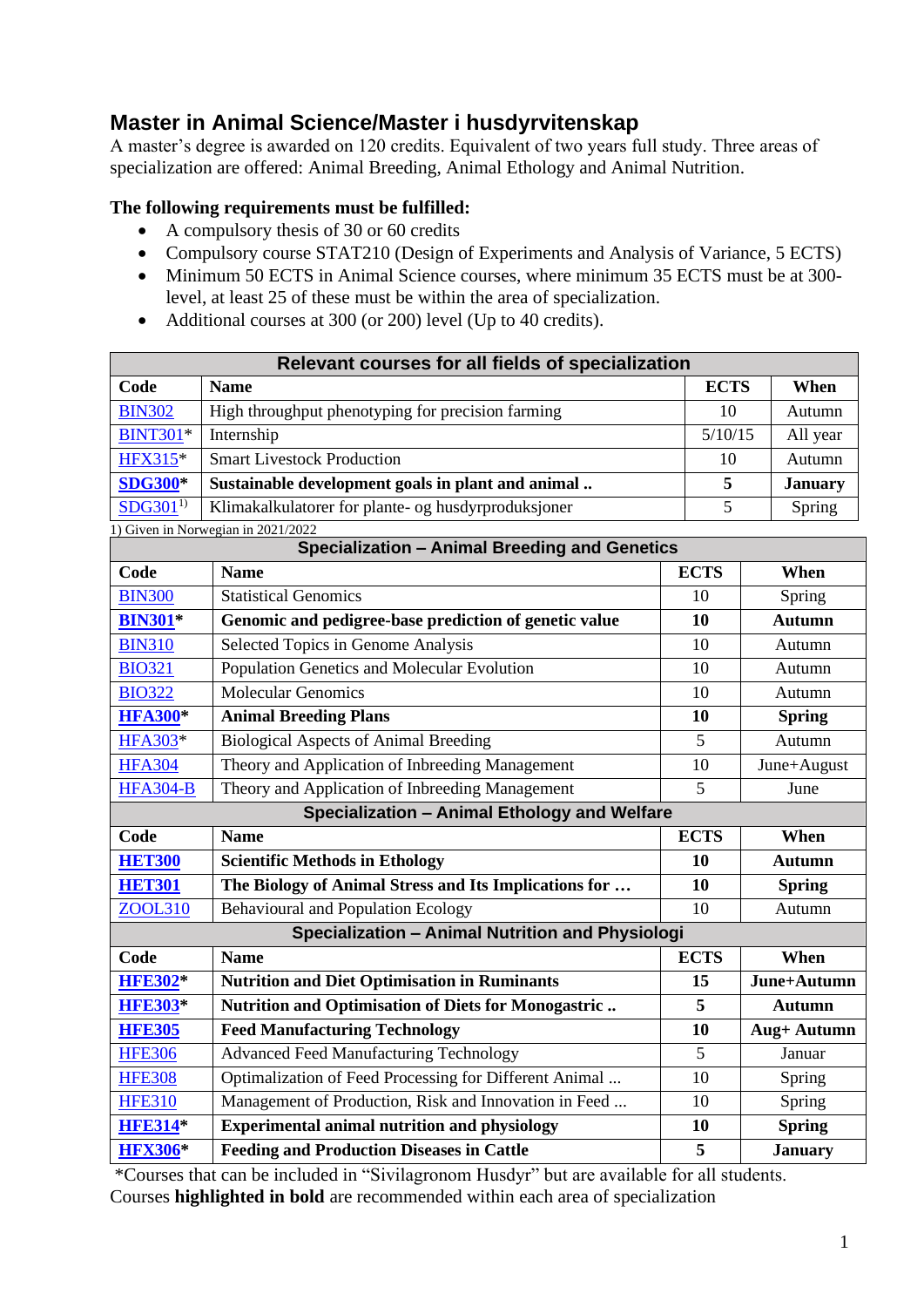## Master in Animal Science/Master i husdyrvitenskap

A master's degree is awarded on 120 credits. Equivalent of two years full study. Three areas of specialization are offered: Animal Breeding, Animal Ethology and Animal Nutrition.

**The following requirements must be fulfilled:**

- A compulsory thesis of 30 or 60 credits
- Compulsory course STAT210 (Design of Experiments and Analysis of Variance, 5 ECTS)
- Minimum 50 ECTS in Animal Science courses, where minimum 35 ECTS must be at 300-level, at least 25 of these must be within the area of specialization.
- Additional courses at 300 (or 200) level (Up to 40 credits).

| Relevant courses for all fields of specialization | | | |
|---|---|---|---|
| **Code** | **Name** | **ECTS** | **When** |
| BIN302 | High throughput phenotyping for precision farming | 10 | Autumn |
| BINT301* | Internship | 5/10/15 | All year |
| HFX315* | Smart Livestock Production | 10 | Autumn |
| **SDG300*** | **Sustainable development goals in plant and animal ..** | **5** | **January** |
| SDG301[1)] | Klimakalkulatorer for plante- og husdyrproduksjoner | 5 | Spring |

1) Given in Norwegian in 2021/2022

| Specialization – Animal Breeding and Genetics | | | |
|---|---|---|---|
| **Code** | **Name** | **ECTS** | **When** |
| BIN300 | Statistical Genomics | 10 | Spring |
| **BIN301*** | **Genomic and pedigree-base prediction of genetic value** | **10** | **Autumn** |
| BIN310 | Selected Topics in Genome Analysis | 10 | Autumn |
| BIO321 | Population Genetics and Molecular Evolution | 10 | Autumn |
| BIO322 | Molecular Genomics | 10 | Autumn |
| **HFA300*** | **Animal Breeding Plans** | **10** | **Spring** |
| HFA303* | Biological Aspects of Animal Breeding | 5 | Autumn |
| HFA304 | Theory and Application of Inbreeding Management | 10 | June+August |
| HFA304-B | Theory and Application of Inbreeding Management | 5 | June |
| **Specialization – Animal Ethology and Welfare** | | | |
| **Code** | **Name** | **ECTS** | **When** |
| **HET300** | **Scientific Methods in Ethology** | **10** | **Autumn** |
| **HET301** | **The Biology of Animal Stress and Its Implications for …** | **10** | **Spring** |
| ZOOL310 | Behavioural and Population Ecology | 10 | Autumn |
| **Specialization – Animal Nutrition and Physiologi** | | | |
| **Code** | **Name** | **ECTS** | **When** |
| **HFE302*** | **Nutrition and Diet Optimisation in Ruminants** | **15** | **June+Autumn** |
| **HFE303*** | **Nutrition and Optimisation of Diets for Monogastric ..** | **5** | **Autumn** |
| **HFE305** | **Feed Manufacturing Technology** | **10** | **Aug+ Autumn** |
| HFE306 | Advanced Feed Manufacturing Technology | 5 | Januar |
| HFE308 | Optimalization of Feed Processing for Different Animal ... | 10 | Spring |
| HFE310 | Management of Production, Risk and Innovation in Feed ... | 10 | Spring |
| **HFE314*** | **Experimental animal nutrition and physiology** | **10** | **Spring** |
| **HFX306*** | **Feeding and Production Diseases in Cattle** | **5** | **January** |

*Courses that can be included in "Sivilagronom Husdyr" but are available for all students.
Courses **highlighted in bold** are recommended within each area of specialization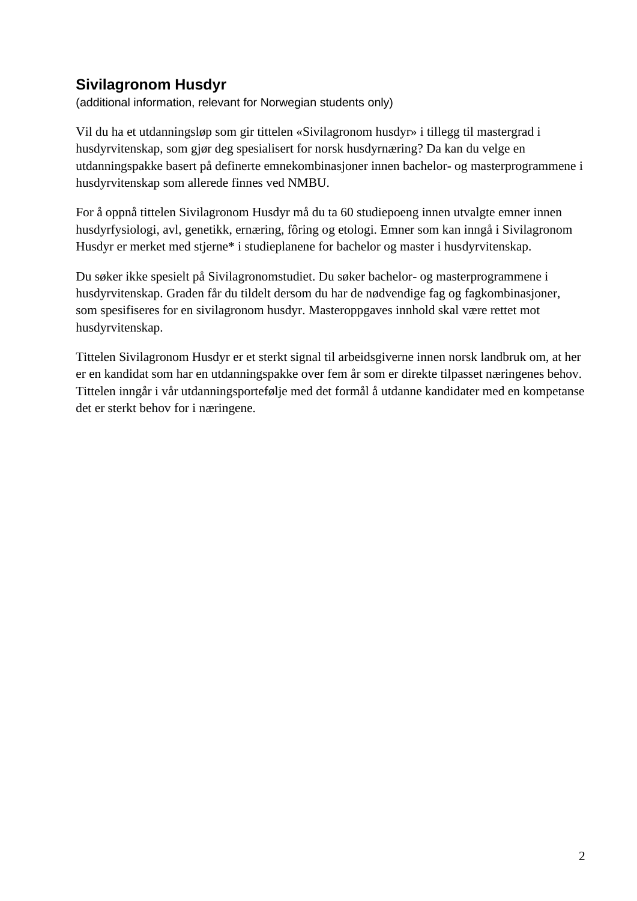## Sivilagronom Husdyr

(additional information, relevant for Norwegian students only)

Vil du ha et utdanningsløp som gir tittelen «Sivilagronom husdyr» i tillegg til mastergrad i husdyrvitenskap, som gjør deg spesialisert for norsk husdyrnæring? Da kan du velge en utdanningspakke basert på definerte emnekombinasjoner innen bachelor- og masterprogrammene i husdyrvitenskap som allerede finnes ved NMBU.

For å oppnå tittelen Sivilagronom Husdyr må du ta 60 studiepoeng innen utvalgte emner innen husdyrfysiologi, avl, genetikk, ernæring, fôring og etologi. Emner som kan inngå i Sivilagronom Husdyr er merket med stjerne* i studieplanene for bachelor og master i husdyrvitenskap.

Du søker ikke spesielt på Sivilagronomstudiet. Du søker bachelor- og masterprogrammene i husdyrvitenskap. Graden får du tildelt dersom du har de nødvendige fag og fagkombinasjoner, som spesifiseres for en sivilagronom husdyr. Masteroppgaves innhold skal være rettet mot husdyrvitenskap.

Tittelen Sivilagronom Husdyr er et sterkt signal til arbeidsgiverne innen norsk landbruk om, at her er en kandidat som har en utdanningspakke over fem år som er direkte tilpasset næringenes behov. Tittelen inngår i vår utdanningsportefølje med det formål å utdanne kandidater med en kompetanse det er sterkt behov for i næringene.